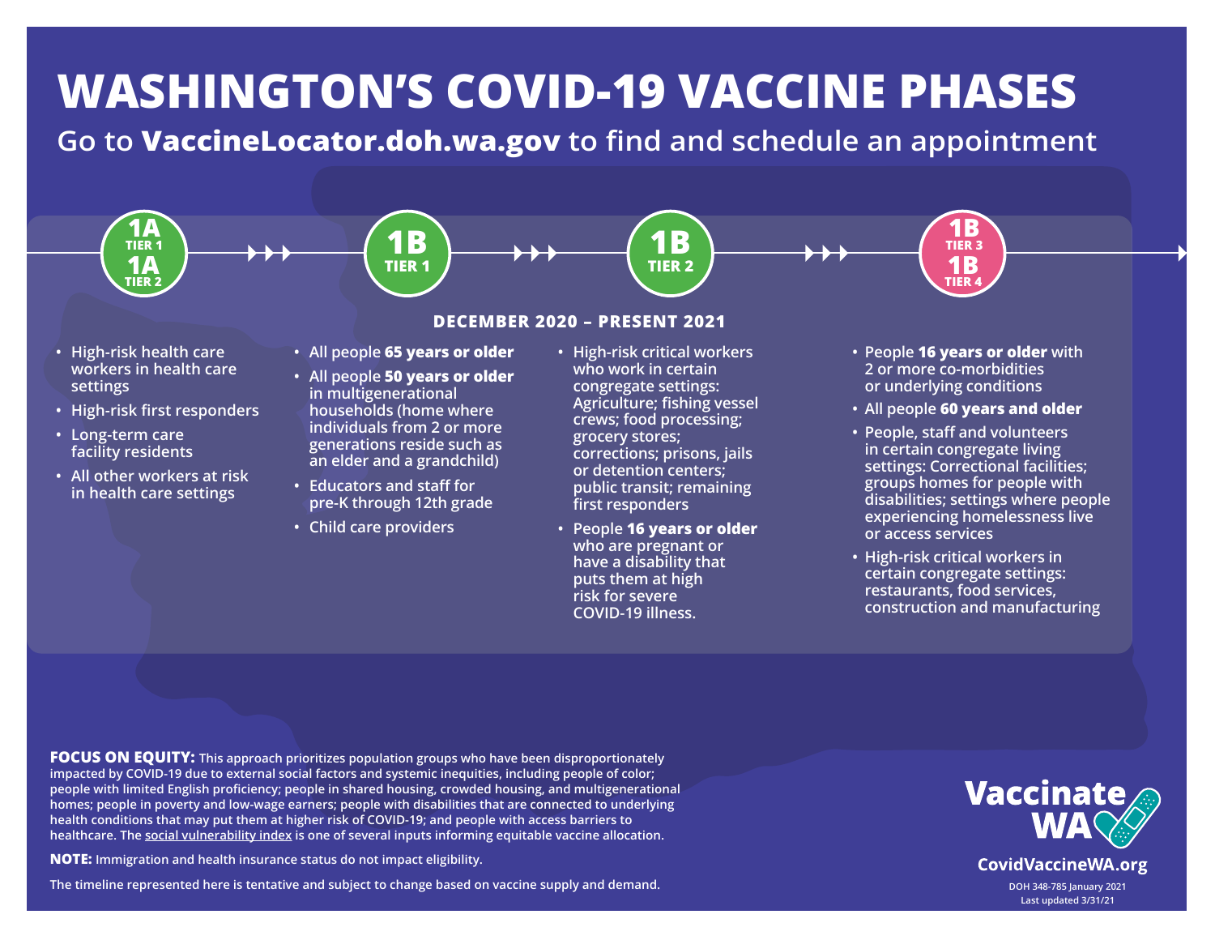# WASHINGTON'S COVID-19 VACCINE PHASES

## Go to **VaccineLocator.doh.wa.gov** to find and schedule an appointment

**DECEMBER 2020 – PRESENT 2021**

### 1A Tier 1 / 1A Tier 2

- High-risk health care workers in health care settings
- High-risk first responders
- Long-term care facility residents
- All other workers at risk in health care settings

### 1B Tier 1

- All people **65 years or older**
- All people **50 years or older** in multigenerational households (home where individuals from 2 or more generations reside such as an elder and a grandchild)
- Educators and staff for pre-K through 12th grade
- Child care providers

### 1B Tier 2

- High-risk critical workers who work in certain congregate settings: Agriculture; fishing vessel crews; food processing; grocery stores; corrections; prisons, jails or detention centers; public transit; remaining first responders
- People **16 years or older** who are pregnant or have a disability that puts them at high risk for severe COVID-19 illness.

### 1B Tier 3 / 1B Tier 4

- People **16 years or older** with 2 or more co-morbidities or underlying conditions
- All people **60 years and older**
- People, staff and volunteers in certain congregate living settings: Correctional facilities; groups homes for people with disabilities; settings where people experiencing homelessness live or access services
- High-risk critical workers in certain congregate settings: restaurants, food services, construction and manufacturing

**FOCUS ON EQUITY:** This approach prioritizes population groups who have been disproportionately impacted by COVID-19 due to external social factors and systemic inequities, including people of color; people with limited English proficiency; people in shared housing, crowded housing, and multigenerational homes; people in poverty and low-wage earners; people with disabilities that are connected to underlying health conditions that may put them at higher risk of COVID-19; and people with access barriers to healthcare. The social vulnerability index is one of several inputs informing equitable vaccine allocation.

**NOTE:** Immigration and health insurance status do not impact eligibility.

The timeline represented here is tentative and subject to change based on vaccine supply and demand.

Vaccinate WA

CovidVaccineWA.org

DOH 348-785 January 2021
Last updated 3/31/21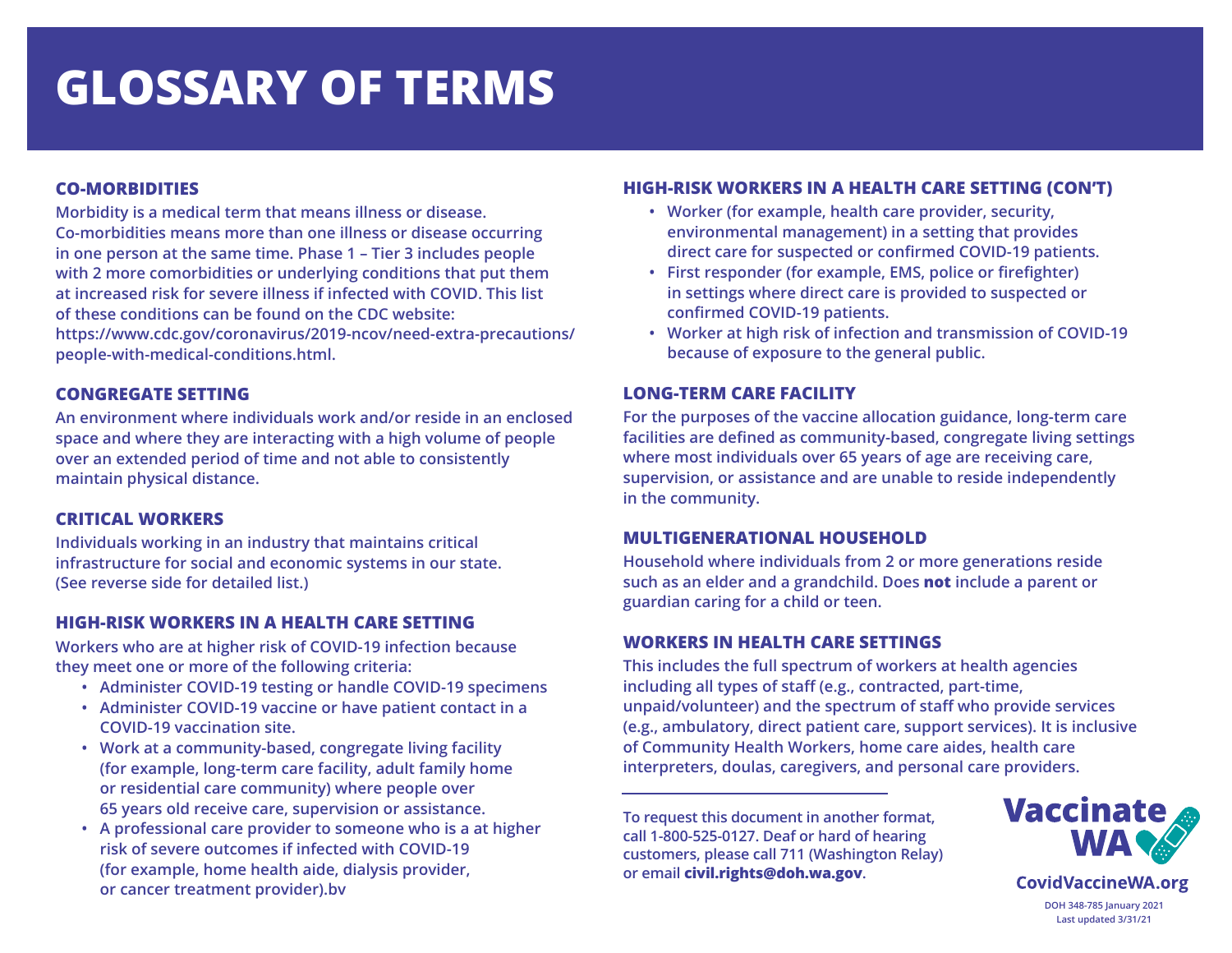# GLOSSARY OF TERMS

## CO-MORBIDITIES

Morbidity is a medical term that means illness or disease. Co-morbidities means more than one illness or disease occurring in one person at the same time. Phase 1 – Tier 3 includes people with 2 more comorbidities or underlying conditions that put them at increased risk for severe illness if infected with COVID. This list of these conditions can be found on the CDC website: https://www.cdc.gov/coronavirus/2019-ncov/need-extra-precautions/people-with-medical-conditions.html.

## CONGREGATE SETTING

An environment where individuals work and/or reside in an enclosed space and where they are interacting with a high volume of people over an extended period of time and not able to consistently maintain physical distance.

## CRITICAL WORKERS

Individuals working in an industry that maintains critical infrastructure for social and economic systems in our state. (See reverse side for detailed list.)

## HIGH-RISK WORKERS IN A HEALTH CARE SETTING

Workers who are at higher risk of COVID-19 infection because they meet one or more of the following criteria:

- Administer COVID-19 testing or handle COVID-19 specimens
- Administer COVID-19 vaccine or have patient contact in a COVID-19 vaccination site.
- Work at a community-based, congregate living facility (for example, long-term care facility, adult family home or residential care community) where people over 65 years old receive care, supervision or assistance.
- A professional care provider to someone who is a at higher risk of severe outcomes if infected with COVID-19 (for example, home health aide, dialysis provider, or cancer treatment provider).bv

## HIGH-RISK WORKERS IN A HEALTH CARE SETTING (CON'T)

- Worker (for example, health care provider, security, environmental management) in a setting that provides direct care for suspected or confirmed COVID-19 patients.
- First responder (for example, EMS, police or firefighter) in settings where direct care is provided to suspected or confirmed COVID-19 patients.
- Worker at high risk of infection and transmission of COVID-19 because of exposure to the general public.

## LONG-TERM CARE FACILITY

For the purposes of the vaccine allocation guidance, long-term care facilities are defined as community-based, congregate living settings where most individuals over 65 years of age are receiving care, supervision, or assistance and are unable to reside independently in the community.

## MULTIGENERATIONAL HOUSEHOLD

Household where individuals from 2 or more generations reside such as an elder and a grandchild. Does **not** include a parent or guardian caring for a child or teen.

## WORKERS IN HEALTH CARE SETTINGS

This includes the full spectrum of workers at health agencies including all types of staff (e.g., contracted, part-time, unpaid/volunteer) and the spectrum of staff who provide services (e.g., ambulatory, direct patient care, support services). It is inclusive of Community Health Workers, home care aides, health care interpreters, doulas, caregivers, and personal care providers.

---

To request this document in another format, call 1-800-525-0127. Deaf or hard of hearing customers, please call 711 (Washington Relay) or email **civil.rights@doh.wa.gov**.

Vaccinate WA

CovidVaccineWA.org

DOH 348-785 January 2021
Last updated 3/31/21